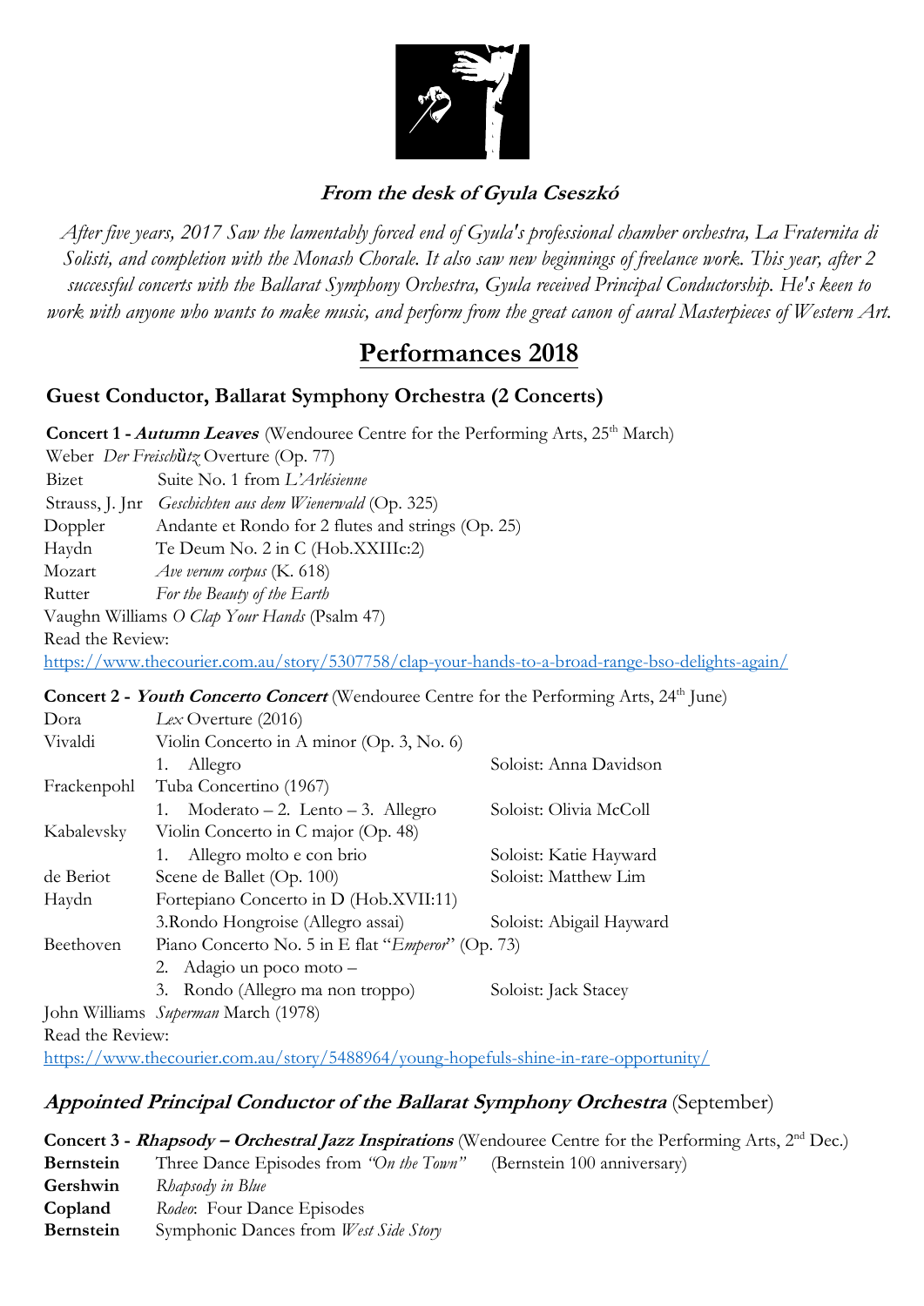### ***From the desk of Gyula Cseszkó***

*After five years, 2017 Saw the lamentably forced end of Gyula's professional chamber orchestra, La Fraternita di Solisti, and completion with the Monash Chorale. It also saw new beginnings of freelance work. This year, after 2 successful concerts with the Ballarat Symphony Orchestra, Gyula received Principal Conductorship. He's keen to work with anyone who wants to make music, and perform from the great canon of aural Masterpieces of Western Art.*

# Performances 2018

## Guest Conductor, Ballarat Symphony Orchestra (2 Concerts)

**Concert 1 - *Autumn Leaves*** (Wendouree Centre for the Performing Arts, 25th March)

| | | |
|---|---|---|
| Weber | *Der Freischùtz* Overture (Op. 77) | |
| Bizet | Suite No. 1 from *L'Arlésienne* | |
| Strauss, J. Jnr | *Geschichten aus dem Wienerwald* (Op. 325) | |
| Doppler | Andante et Rondo for 2 flutes and strings (Op. 25) | |
| Haydn | Te Deum No. 2 in C (Hob.XXIIIc:2) | |
| Mozart | *Ave verum corpus* (K. 618) | |
| Rutter | *For the Beauty of the Earth* | |
| Vaughn Williams | *O Clap Your Hands* (Psalm 47) | |

Read the Review:
https://www.thecourier.com.au/story/5307758/clap-your-hands-to-a-broad-range-bso-delights-again/

**Concert 2 - *Youth Concerto Concert*** (Wendouree Centre for the Performing Arts, 24th June)

| | | |
|---|---|---|
| Dora | *Lex* Overture (2016) | |
| Vivaldi | Violin Concerto in A minor (Op. 3, No. 6) | |
| | 1. Allegro | Soloist: Anna Davidson |
| Frackenpohl | Tuba Concertino (1967) | |
| | 1. Moderato – 2. Lento – 3. Allegro | Soloist: Olivia McColl |
| Kabalevsky | Violin Concerto in C major (Op. 48) | |
| | 1. Allegro molto e con brio | Soloist: Katie Hayward |
| de Beriot | Scene de Ballet (Op. 100) | Soloist: Matthew Lim |
| Haydn | Fortepiano Concerto in D (Hob.XVII:11) | |
| | 3.Rondo Hongroise (Allegro assai) | Soloist: Abigail Hayward |
| Beethoven | Piano Concerto No. 5 in E flat "*Emperor*" (Op. 73) | |
| | 2. Adagio un poco moto – | |
| | 3. Rondo (Allegro ma non troppo) | Soloist: Jack Stacey |
| John Williams | *Superman* March (1978) | |

Read the Review:
https://www.thecourier.com.au/story/5488964/young-hopefuls-shine-in-rare-opportunity/

## ***Appointed Principal Conductor of the Ballarat Symphony Orchestra*** (September)

**Concert 3 - *Rhapsody – Orchestral Jazz Inspirations*** (Wendouree Centre for the Performing Arts, 2nd Dec.)

| | | |
|---|---|---|
| **Bernstein** | Three Dance Episodes from *"On the Town"* | (Bernstein 100 anniversary) |
| **Gershwin** | *Rhapsody in Blue* | |
| **Copland** | *Rodeo*: Four Dance Episodes | |
| **Bernstein** | Symphonic Dances from *West Side Story* | |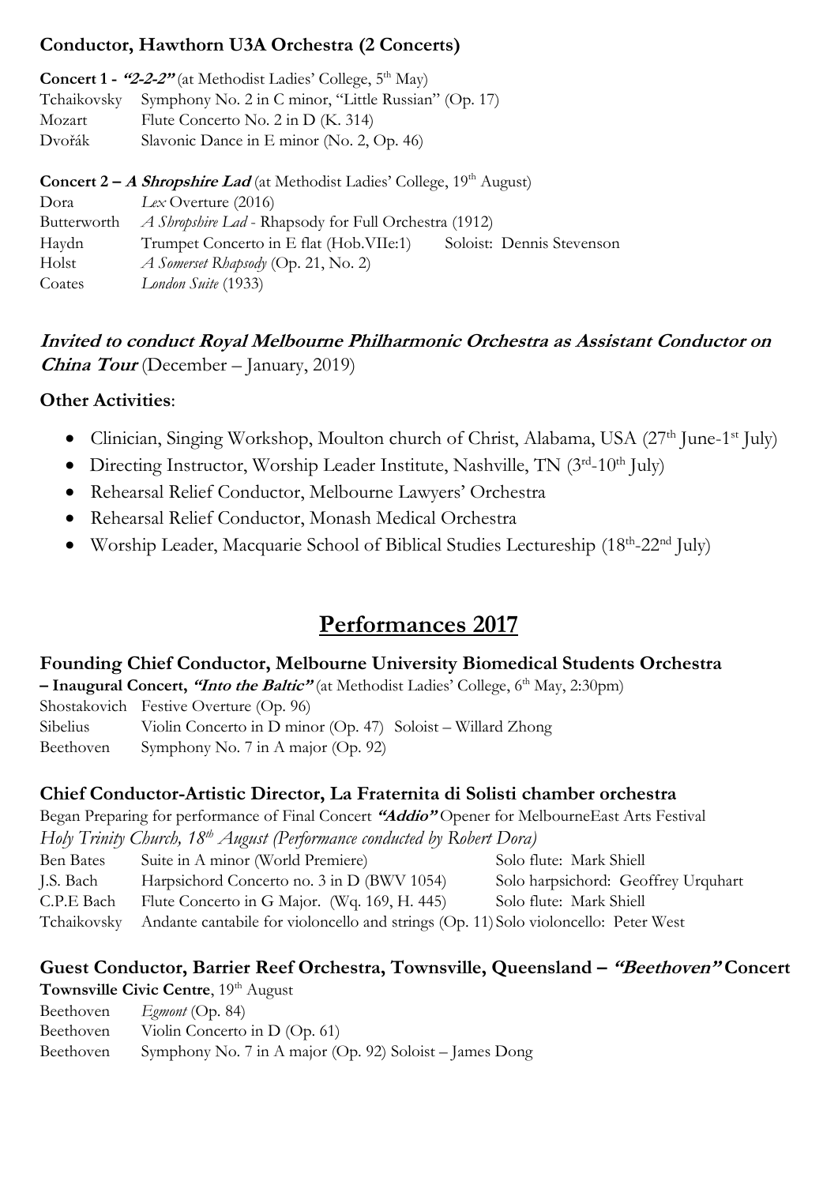### Conductor, Hawthorn U3A Orchestra (2 Concerts)

**Concert 1 - *"2-2-2"*** (at Methodist Ladies' College, 5th May)

| | |
|---|---|
| Tchaikovsky | Symphony No. 2 in C minor, "Little Russian" (Op. 17) |
| Mozart | Flute Concerto No. 2 in D (K. 314) |
| Dvořák | Slavonic Dance in E minor (No. 2, Op. 46) |

**Concert 2 – *A Shropshire Lad*** (at Methodist Ladies' College, 19th August)

| | | |
|---|---|---|
| Dora | *Lex* Overture (2016) | |
| Butterworth | *A Shropshire Lad* - Rhapsody for Full Orchestra (1912) | |
| Haydn | Trumpet Concerto in E flat (Hob.VIIe:1) | Soloist: Dennis Stevenson |
| Holst | *A Somerset Rhapsody* (Op. 21, No. 2) | |
| Coates | *London Suite* (1933) | |

***Invited to conduct Royal Melbourne Philharmonic Orchestra as Assistant Conductor on China Tour*** (December – January, 2019)

**Other Activities**:

- Clinician, Singing Workshop, Moulton church of Christ, Alabama, USA (27th June-1st July)
- Directing Instructor, Worship Leader Institute, Nashville, TN (3rd-10th July)
- Rehearsal Relief Conductor, Melbourne Lawyers' Orchestra
- Rehearsal Relief Conductor, Monash Medical Orchestra
- Worship Leader, Macquarie School of Biblical Studies Lectureship (18th-22nd July)

## Performances 2017

### Founding Chief Conductor, Melbourne University Biomedical Students Orchestra

**– Inaugural Concert, *"Into the Baltic"*** (at Methodist Ladies' College, 6th May, 2:30pm)

| | |
|---|---|
| Shostakovich | Festive Overture (Op. 96) |
| Sibelius | Violin Concerto in D minor (Op. 47) Soloist – Willard Zhong |
| Beethoven | Symphony No. 7 in A major (Op. 92) |

### Chief Conductor-Artistic Director, La Fraternita di Solisti chamber orchestra

Began Preparing for performance of Final Concert ***"Addio"*** Opener for MelbourneEast Arts Festival

*Holy Trinity Church, 18th August (Performance conducted by Robert Dora)*

| | | |
|---|---|---|
| Ben Bates | Suite in A minor (World Premiere) | Solo flute: Mark Shiell |
| J.S. Bach | Harpsichord Concerto no. 3 in D (BWV 1054) | Solo harpsichord: Geoffrey Urquhart |
| C.P.E Bach | Flute Concerto in G Major. (Wq. 169, H. 445) | Solo flute: Mark Shiell |
| Tchaikovsky | Andante cantabile for violoncello and strings (Op. 11) | Solo violoncello: Peter West |

### Guest Conductor, Barrier Reef Orchestra, Townsville, Queensland – *"Beethoven"* Concert

**Townsville Civic Centre**, 19th August

| | |
|---|---|
| Beethoven | *Egmont* (Op. 84) |
| Beethoven | Violin Concerto in D (Op. 61) |
| Beethoven | Symphony No. 7 in A major (Op. 92) Soloist – James Dong |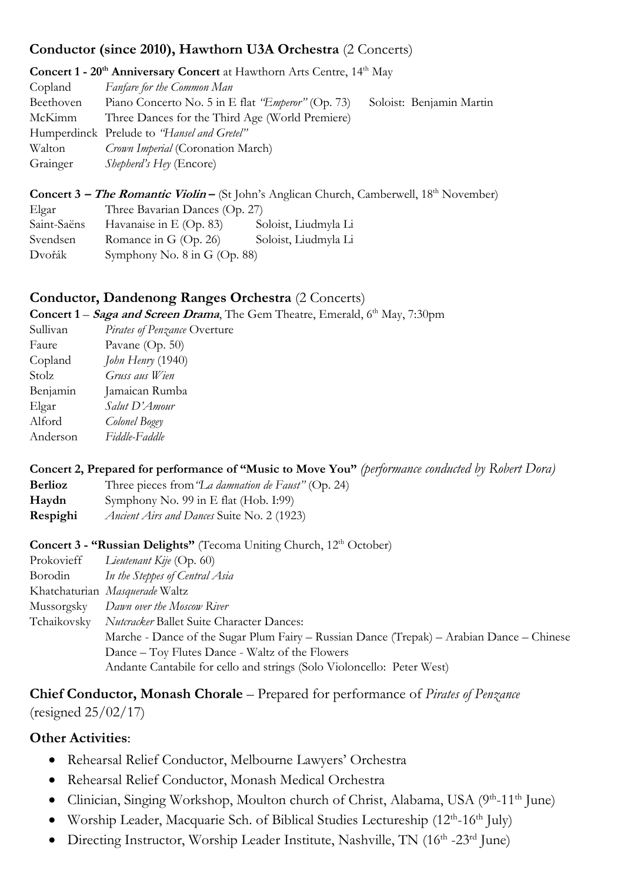## Conductor (since 2010), Hawthorn U3A Orchestra (2 Concerts)

**Concert 1 - 20th Anniversary Concert** at Hawthorn Arts Centre, 14th May

| | | |
|---|---|---|
| Copland | *Fanfare for the Common Man* | |
| Beethoven | Piano Concerto No. 5 in E flat *"Emperor"* (Op. 73) | Soloist: Benjamin Martin |
| McKimm | Three Dances for the Third Age (World Premiere) | |
| Humperdinck | Prelude to *"Hansel and Gretel"* | |
| Walton | *Crown Imperial* (Coronation March) | |
| Grainger | *Shepherd's Hey* (Encore) | |

**Concert 3 – *The Romantic Violin* –** (St John's Anglican Church, Camberwell, 18th November)

| | | |
|---|---|---|
| Elgar | Three Bavarian Dances (Op. 27) | |
| Saint-Saëns | Havanaise in E (Op. 83) | Soloist, Liudmyla Li |
| Svendsen | Romance in G (Op. 26) | Soloist, Liudmyla Li |
| Dvořák | Symphony No. 8 in G (Op. 88) | |

## Conductor, Dandenong Ranges Orchestra (2 Concerts)

**Concert 1** – ***Saga and Screen Drama***, The Gem Theatre, Emerald, 6th May, 7:30pm

| | |
|---|---|
| Sullivan | *Pirates of Penzance* Overture |
| Faure | Pavane (Op. 50) |
| Copland | *John Henry* (1940) |
| Stolz | *Gruss aus Wien* |
| Benjamin | Jamaican Rumba |
| Elgar | *Salut D'Amour* |
| Alford | *Colonel Bogey* |
| Anderson | *Fiddle-Faddle* |

**Concert 2, Prepared for performance of "Music to Move You"** *(performance conducted by Robert Dora)*

| | |
|---|---|
| **Berlioz** | Three pieces from *"La damnation de Faust"* (Op. 24) |
| **Haydn** | Symphony No. 99 in E flat (Hob. I:99) |
| **Respighi** | *Ancient Airs and Dances* Suite No. 2 (1923) |

**Concert 3 - "Russian Delights"** (Tecoma Uniting Church, 12th October)

| | |
|---|---|
| Prokovieff | *Lieutenant Kije* (Op. 60) |
| Borodin | *In the Steppes of Central Asia* |
| Khatchaturian | *Masquerade* Waltz |
| Mussorgsky | *Dawn over the Moscow River* |
| Tchaikovsky | *Nutcracker* Ballet Suite Character Dances: Marche - Dance of the Sugar Plum Fairy – Russian Dance (Trepak) – Arabian Dance – Chinese Dance – Toy Flutes Dance - Waltz of the Flowers; Andante Cantabile for cello and strings (Solo Violoncello: Peter West) |

## Chief Conductor, Monash Chorale – Prepared for performance of *Pirates of Penzance* (resigned 25/02/17)

## Other Activities:

- Rehearsal Relief Conductor, Melbourne Lawyers' Orchestra
- Rehearsal Relief Conductor, Monash Medical Orchestra
- Clinician, Singing Workshop, Moulton church of Christ, Alabama, USA (9th-11th June)
- Worship Leader, Macquarie Sch. of Biblical Studies Lectureship (12th-16th July)
- Directing Instructor, Worship Leader Institute, Nashville, TN (16th -23rd June)